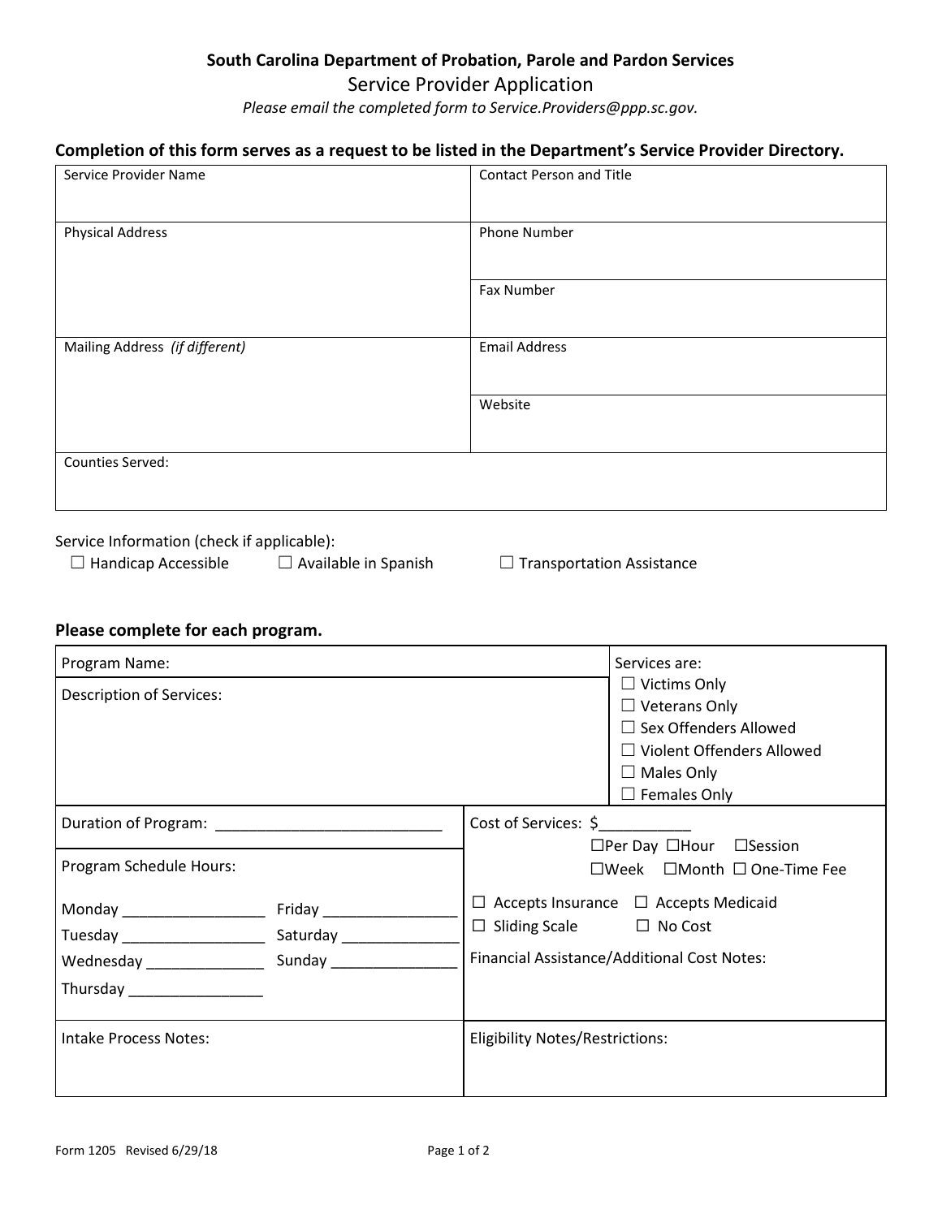**South Carolina Department of Probation, Parole and Pardon Services**

# Service Provider Application

*Please email the completed form to Service.Providers@ppp.sc.gov.*

**Completion of this form serves as a request to be listed in the Department's Service Provider Directory.**

| Service Provider Name | Contact Person and Title |
|---|---|
| Physical Address | Phone Number |
| | Fax Number |
| Mailing Address *(if different)* | Email Address |
| | Website |
| Counties Served: | |

Service Information (check if applicable):

☐ Handicap Accessible ☐ Available in Spanish ☐ Transportation Assistance

**Please complete for each program.**

| Program Name: | Services are: ☐ Victims Only ☐ Veterans Only ☐ Sex Offenders Allowed ☐ Violent Offenders Allowed ☐ Males Only ☐ Females Only |
|---|---|
| Description of Services: | |
| Duration of Program: ___________________________ | Cost of Services: $___________ ☐Per Day ☐Hour ☐Session ☐Week ☐Month ☐ One-Time Fee |
| Program Schedule Hours: Monday _________________ Tuesday _________________ Wednesday ______________ Thursday ________________ Friday ________________ Saturday ______________ Sunday _______________ | ☐ Accepts Insurance ☐ Accepts Medicaid ☐ Sliding Scale ☐ No Cost Financial Assistance/Additional Cost Notes: |
| Intake Process Notes: | Eligibility Notes/Restrictions: |

Form 1205 Revised 6/29/18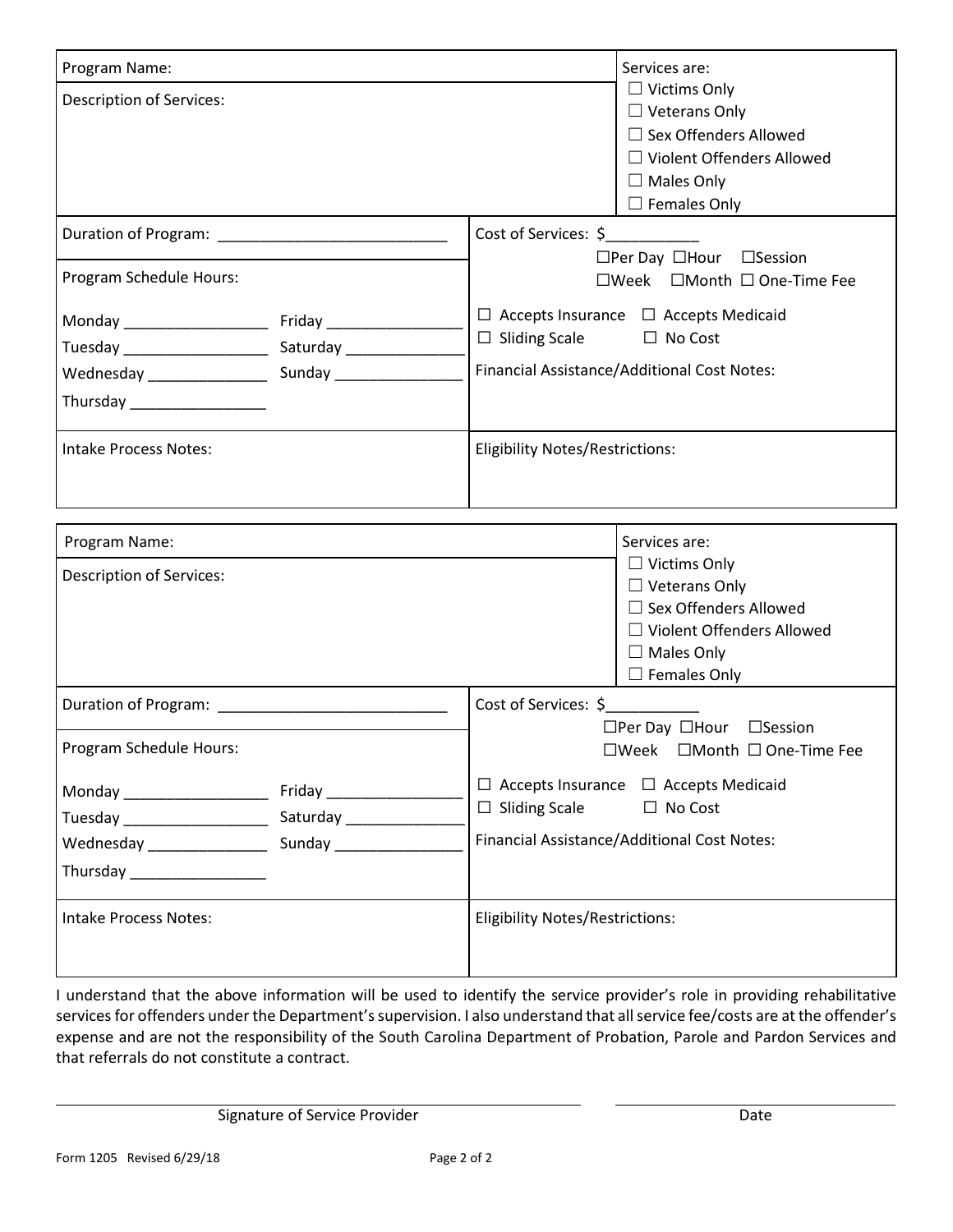| | |
|---|---|
| Program Name: | Services are: |
| Description of Services: | ☐ Victims Only<br>☐ Veterans Only<br>☐ Sex Offenders Allowed<br>☐ Violent Offenders Allowed<br>☐ Males Only<br>☐ Females Only |
| Duration of Program: ___________________________ | Cost of Services: $___________<br>☐Per Day ☐Hour ☐Session<br>☐Week ☐Month ☐ One-Time Fee |
| Program Schedule Hours:<br><br>Monday _________________ Friday ________________<br>Tuesday _________________ Saturday ______________<br>Wednesday ______________ Sunday _______________<br>Thursday ________________ | ☐ Accepts Insurance ☐ Accepts Medicaid<br>☐ Sliding Scale ☐ No Cost<br><br>Financial Assistance/Additional Cost Notes: |
| Intake Process Notes: | Eligibility Notes/Restrictions: |

| | |
|---|---|
| Program Name: | Services are: |
| Description of Services: | ☐ Victims Only<br>☐ Veterans Only<br>☐ Sex Offenders Allowed<br>☐ Violent Offenders Allowed<br>☐ Males Only<br>☐ Females Only |
| Duration of Program: ___________________________ | Cost of Services: $___________<br>☐Per Day ☐Hour ☐Session<br>☐Week ☐Month ☐ One-Time Fee |
| Program Schedule Hours:<br><br>Monday _________________ Friday ________________<br>Tuesday _________________ Saturday ______________<br>Wednesday ______________ Sunday _______________<br>Thursday ________________ | ☐ Accepts Insurance ☐ Accepts Medicaid<br>☐ Sliding Scale ☐ No Cost<br><br>Financial Assistance/Additional Cost Notes: |
| Intake Process Notes: | Eligibility Notes/Restrictions: |

I understand that the above information will be used to identify the service provider's role in providing rehabilitative services for offenders under the Department's supervision. I also understand that all service fee/costs are at the offender's expense and are not the responsibility of the South Carolina Department of Probation, Parole and Pardon Services and that referrals do not constitute a contract.

_______________________________________________ &nbsp;&nbsp;&nbsp;&nbsp; ____________________________
Signature of Service Provider &nbsp;&nbsp;&nbsp;&nbsp; Date

Form 1205 Revised 6/29/18